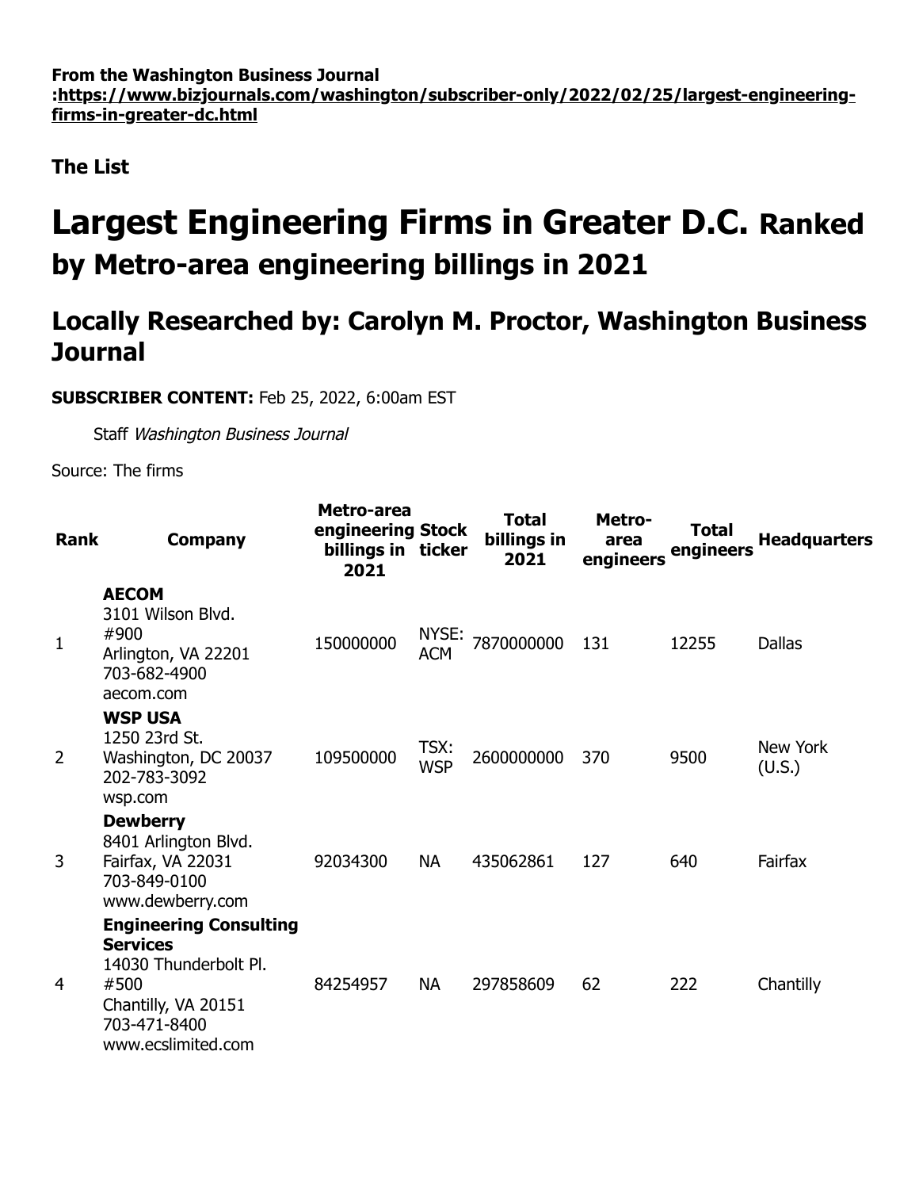**From the Washington Business Journal :https://www.bizjournals.com/washington/subscriber-only/2022/02/25/largest-engineering-firms-in-greater-dc.html**

**The List**

# Largest Engineering Firms in Greater D.C. Ranked by Metro-area engineering billings in 2021

## Locally Researched by: Carolyn M. Proctor, Washington Business Journal

**SUBSCRIBER CONTENT:** Feb 25, 2022, 6:00am EST

Staff *Washington Business Journal*

Source: The firms

| Rank | Company | Metro-area engineering billings in 2021 | Stock ticker | Total billings in 2021 | Metro-area engineers | Total engineers | Headquarters |
|---|---|---|---|---|---|---|---|
| 1 | **AECOM**<br>3101 Wilson Blvd. #900<br>Arlington, VA 22201<br>703-682-4900<br>aecom.com | 150000000 | NYSE: ACM | 7870000000 | 131 | 12255 | Dallas |
| 2 | **WSP USA**<br>1250 23rd St.<br>Washington, DC 20037<br>202-783-3092<br>wsp.com | 109500000 | TSX: WSP | 2600000000 | 370 | 9500 | New York (U.S.) |
| 3 | **Dewberry**<br>8401 Arlington Blvd.<br>Fairfax, VA 22031<br>703-849-0100<br>www.dewberry.com | 92034300 | NA | 435062861 | 127 | 640 | Fairfax |
| 4 | **Engineering Consulting Services**<br>14030 Thunderbolt Pl. #500<br>Chantilly, VA 20151<br>703-471-8400<br>www.ecslimited.com | 84254957 | NA | 297858609 | 62 | 222 | Chantilly |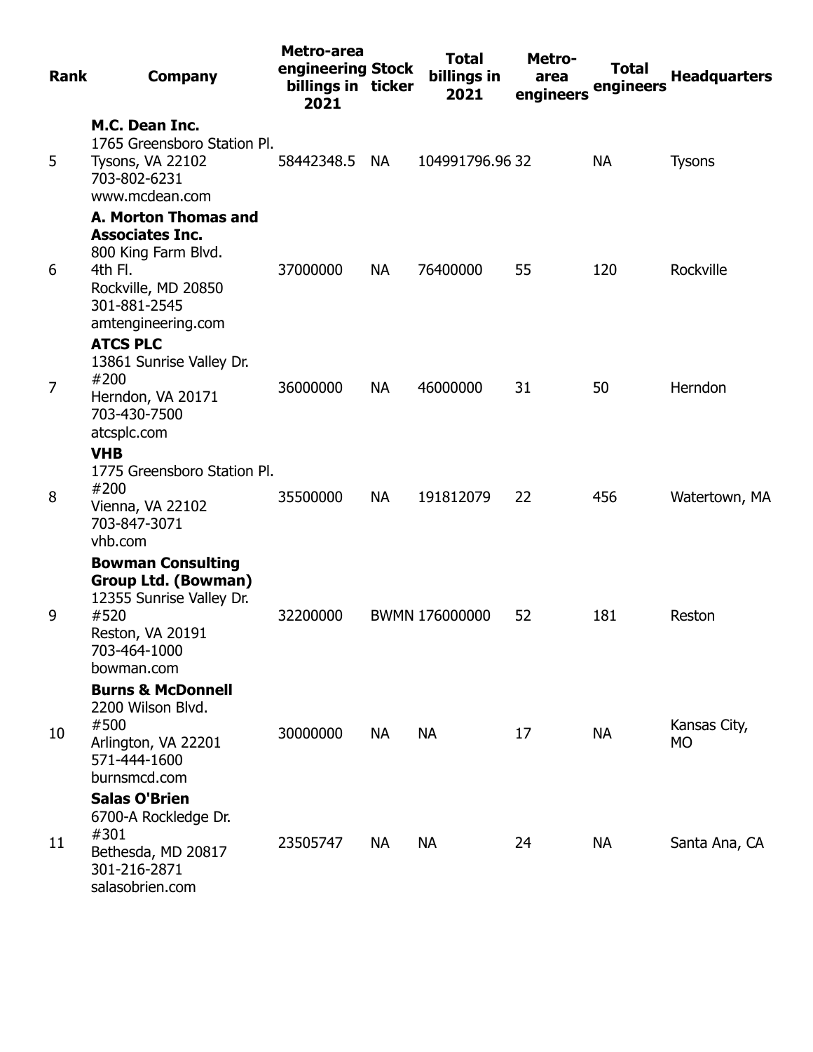| Rank | Company | Metro-area engineering billings in 2021 | Stock ticker | Total billings in 2021 | Metro-area engineers | Total engineers | Headquarters |
|---|---|---|---|---|---|---|---|
| 5 | **M.C. Dean Inc.**<br>1765 Greensboro Station Pl.<br>Tysons, VA 22102<br>703-802-6231<br>www.mcdean.com | 58442348.5 | NA | 104991796.96 | 32 | NA | Tysons |
| 6 | **A. Morton Thomas and Associates Inc.**<br>800 King Farm Blvd.<br>4th Fl.<br>Rockville, MD 20850<br>301-881-2545<br>amtengineering.com | 37000000 | NA | 76400000 | 55 | 120 | Rockville |
| 7 | **ATCS PLC**<br>13861 Sunrise Valley Dr.<br>#200<br>Herndon, VA 20171<br>703-430-7500<br>atcsplc.com | 36000000 | NA | 46000000 | 31 | 50 | Herndon |
| 8 | **VHB**<br>1775 Greensboro Station Pl.<br>#200<br>Vienna, VA 22102<br>703-847-3071<br>vhb.com | 35500000 | NA | 191812079 | 22 | 456 | Watertown, MA |
| 9 | **Bowman Consulting Group Ltd. (Bowman)**<br>12355 Sunrise Valley Dr.<br>#520<br>Reston, VA 20191<br>703-464-1000<br>bowman.com | 32200000 | BWMN | 176000000 | 52 | 181 | Reston |
| 10 | **Burns & McDonnell**<br>2200 Wilson Blvd.<br>#500<br>Arlington, VA 22201<br>571-444-1600<br>burnsmcd.com | 30000000 | NA | NA | 17 | NA | Kansas City, MO |
| 11 | **Salas O'Brien**<br>6700-A Rockledge Dr.<br>#301<br>Bethesda, MD 20817<br>301-216-2871<br>salasobrien.com | 23505747 | NA | NA | 24 | NA | Santa Ana, CA |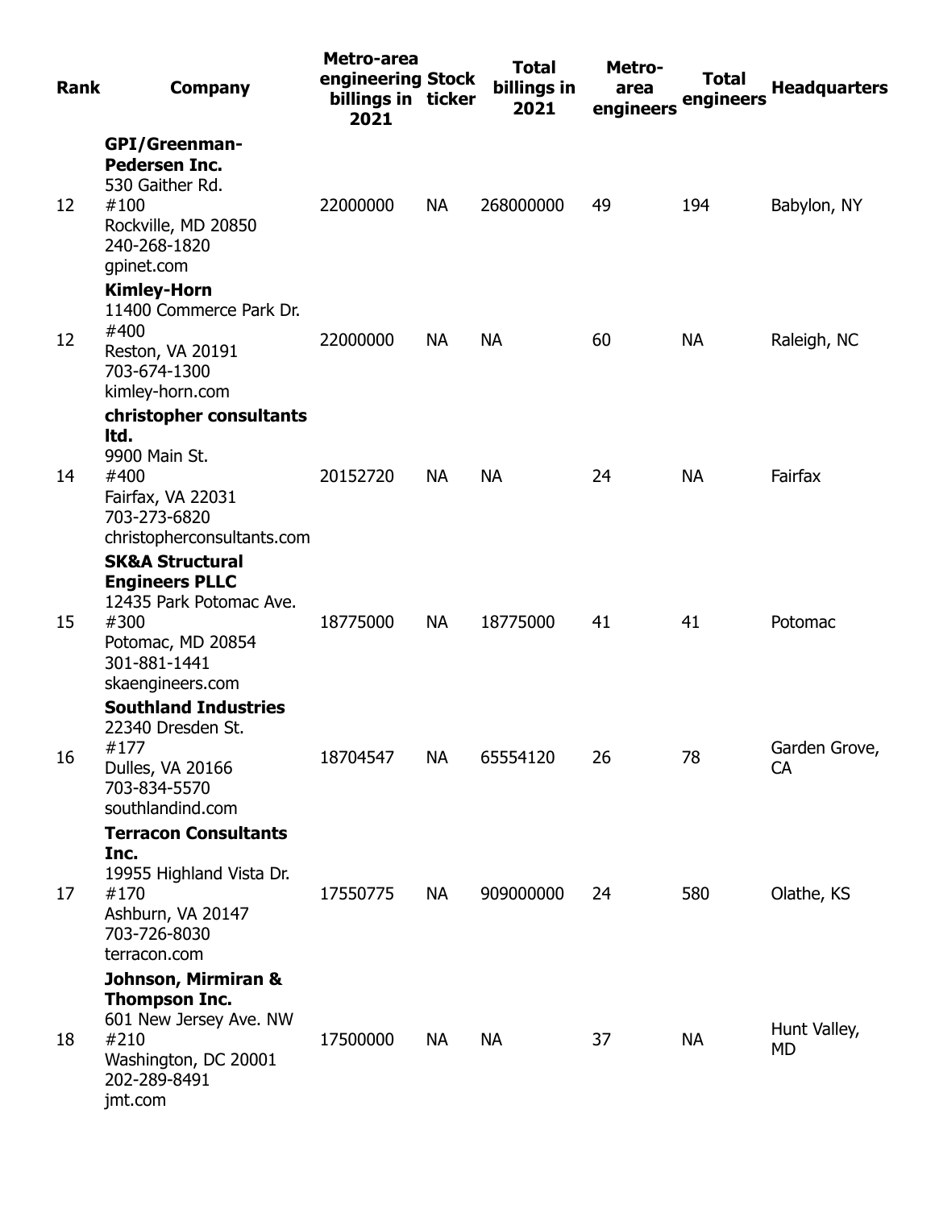| Rank | Company | Metro-area engineering billings in 2021 | Stock ticker | Total billings in 2021 | Metro-area engineers | Total engineers | Headquarters |
|---|---|---|---|---|---|---|---|
| 12 | **GPI/Greenman-Pedersen Inc.**<br>530 Gaither Rd.<br>#100<br>Rockville, MD 20850<br>240-268-1820<br>gpinet.com | 22000000 | NA | 268000000 | 49 | 194 | Babylon, NY |
| 12 | **Kimley-Horn**<br>11400 Commerce Park Dr.<br>#400<br>Reston, VA 20191<br>703-674-1300<br>kimley-horn.com | 22000000 | NA | NA | 60 | NA | Raleigh, NC |
| 14 | **christopher consultants ltd.**<br>9900 Main St.<br>#400<br>Fairfax, VA 22031<br>703-273-6820<br>christopherconsultants.com | 20152720 | NA | NA | 24 | NA | Fairfax |
| 15 | **SK&A Structural Engineers PLLC**<br>12435 Park Potomac Ave.<br>#300<br>Potomac, MD 20854<br>301-881-1441<br>skaengineers.com | 18775000 | NA | 18775000 | 41 | 41 | Potomac |
| 16 | **Southland Industries**<br>22340 Dresden St.<br>#177<br>Dulles, VA 20166<br>703-834-5570<br>southlandind.com | 18704547 | NA | 65554120 | 26 | 78 | Garden Grove, CA |
| 17 | **Terracon Consultants Inc.**<br>19955 Highland Vista Dr.<br>#170<br>Ashburn, VA 20147<br>703-726-8030<br>terracon.com | 17550775 | NA | 909000000 | 24 | 580 | Olathe, KS |
| 18 | **Johnson, Mirmiran & Thompson Inc.**<br>601 New Jersey Ave. NW<br>#210<br>Washington, DC 20001<br>202-289-8491<br>jmt.com | 17500000 | NA | NA | 37 | NA | Hunt Valley, MD |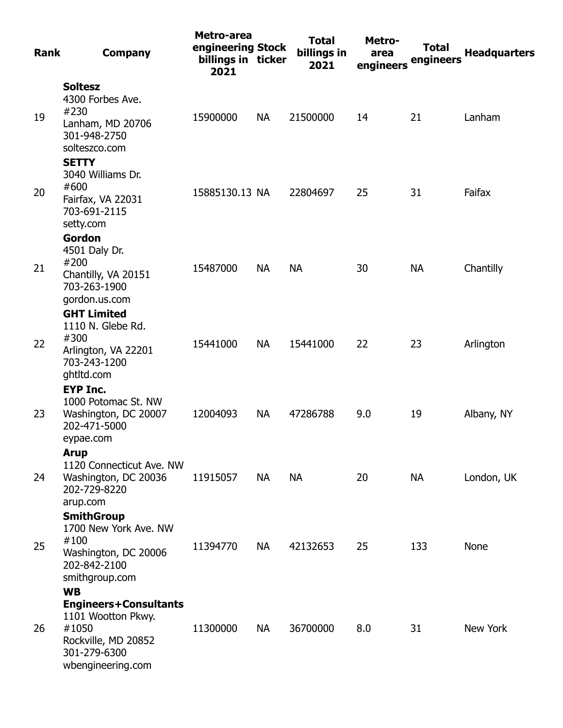| Rank | Company | Metro-area engineering billings in 2021 | Stock ticker | Total billings in 2021 | Metro-area engineers | Total engineers | Headquarters |
|---|---|---|---|---|---|---|---|
| 19 | **Soltesz**<br>4300 Forbes Ave. #230<br>Lanham, MD 20706<br>301-948-2750<br>solteszco.com | 15900000 | NA | 21500000 | 14 | 21 | Lanham |
| 20 | **SETTY**<br>3040 Williams Dr. #600<br>Fairfax, VA 22031<br>703-691-2115<br>setty.com | 15885130.13 | NA | 22804697 | 25 | 31 | Faifax |
| 21 | **Gordon**<br>4501 Daly Dr. #200<br>Chantilly, VA 20151<br>703-263-1900<br>gordon.us.com | 15487000 | NA | NA | 30 | NA | Chantilly |
| 22 | **GHT Limited**<br>1110 N. Glebe Rd. #300<br>Arlington, VA 22201<br>703-243-1200<br>ghtltd.com | 15441000 | NA | 15441000 | 22 | 23 | Arlington |
| 23 | **EYP Inc.**<br>1000 Potomac St. NW<br>Washington, DC 20007<br>202-471-5000<br>eypae.com | 12004093 | NA | 47286788 | 9.0 | 19 | Albany, NY |
| 24 | **Arup**<br>1120 Connecticut Ave. NW<br>Washington, DC 20036<br>202-729-8220<br>arup.com | 11915057 | NA | NA | 20 | NA | London, UK |
| 25 | **SmithGroup**<br>1700 New York Ave. NW #100<br>Washington, DC 20006<br>202-842-2100<br>smithgroup.com | 11394770 | NA | 42132653 | 25 | 133 | None |
| 26 | **WB Engineers+Consultants**<br>1101 Wootton Pkwy. #1050<br>Rockville, MD 20852<br>301-279-6300<br>wbengineering.com | 11300000 | NA | 36700000 | 8.0 | 31 | New York |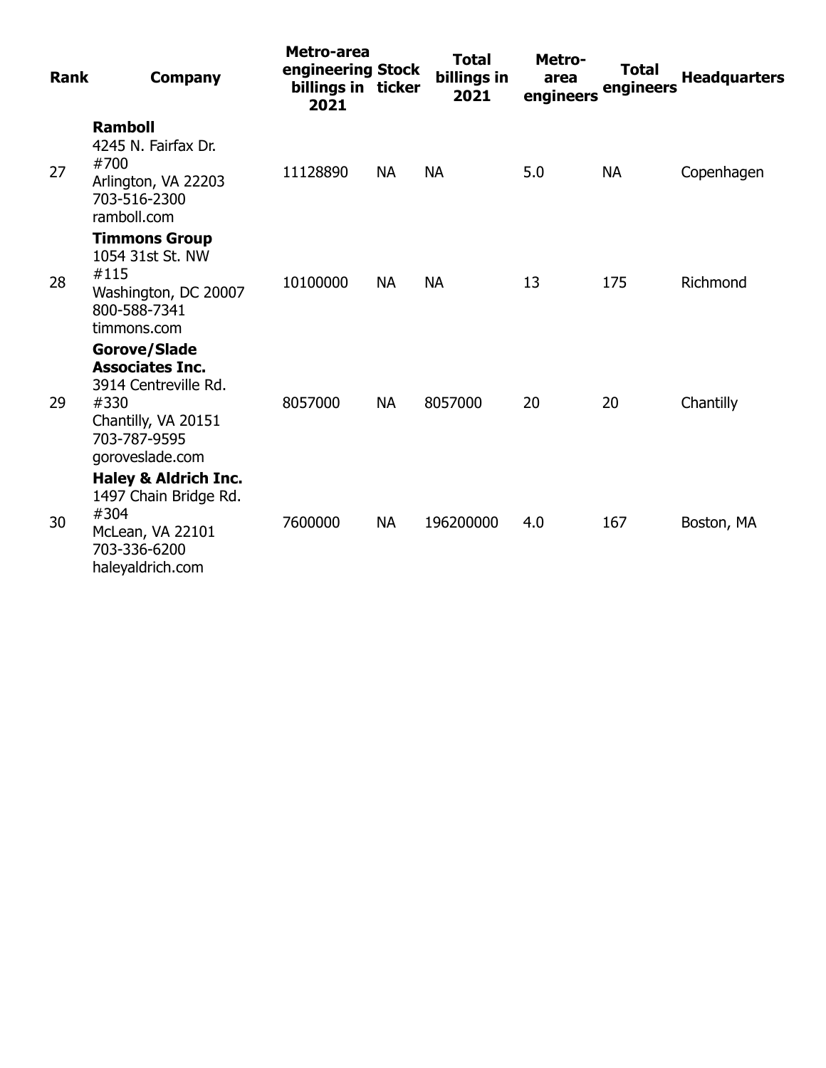| Rank | Company | Metro-area engineering billings in 2021 | Stock ticker | Total billings in 2021 | Metro-area engineers | Total engineers | Headquarters |
| --- | --- | --- | --- | --- | --- | --- | --- |
| 27 | **Ramboll**<br>4245 N. Fairfax Dr. #700<br>Arlington, VA 22203<br>703-516-2300<br>ramboll.com | 11128890 | NA | NA | 5.0 | NA | Copenhagen |
| 28 | **Timmons Group**<br>1054 31st St. NW #115<br>Washington, DC 20007<br>800-588-7341<br>timmons.com | 10100000 | NA | NA | 13 | 175 | Richmond |
| 29 | **Gorove/Slade Associates Inc.**<br>3914 Centreville Rd. #330<br>Chantilly, VA 20151<br>703-787-9595<br>goroveslade.com | 8057000 | NA | 8057000 | 20 | 20 | Chantilly |
| 30 | **Haley & Aldrich Inc.**<br>1497 Chain Bridge Rd. #304<br>McLean, VA 22101<br>703-336-6200<br>haleyaldrich.com | 7600000 | NA | 196200000 | 4.0 | 167 | Boston, MA |